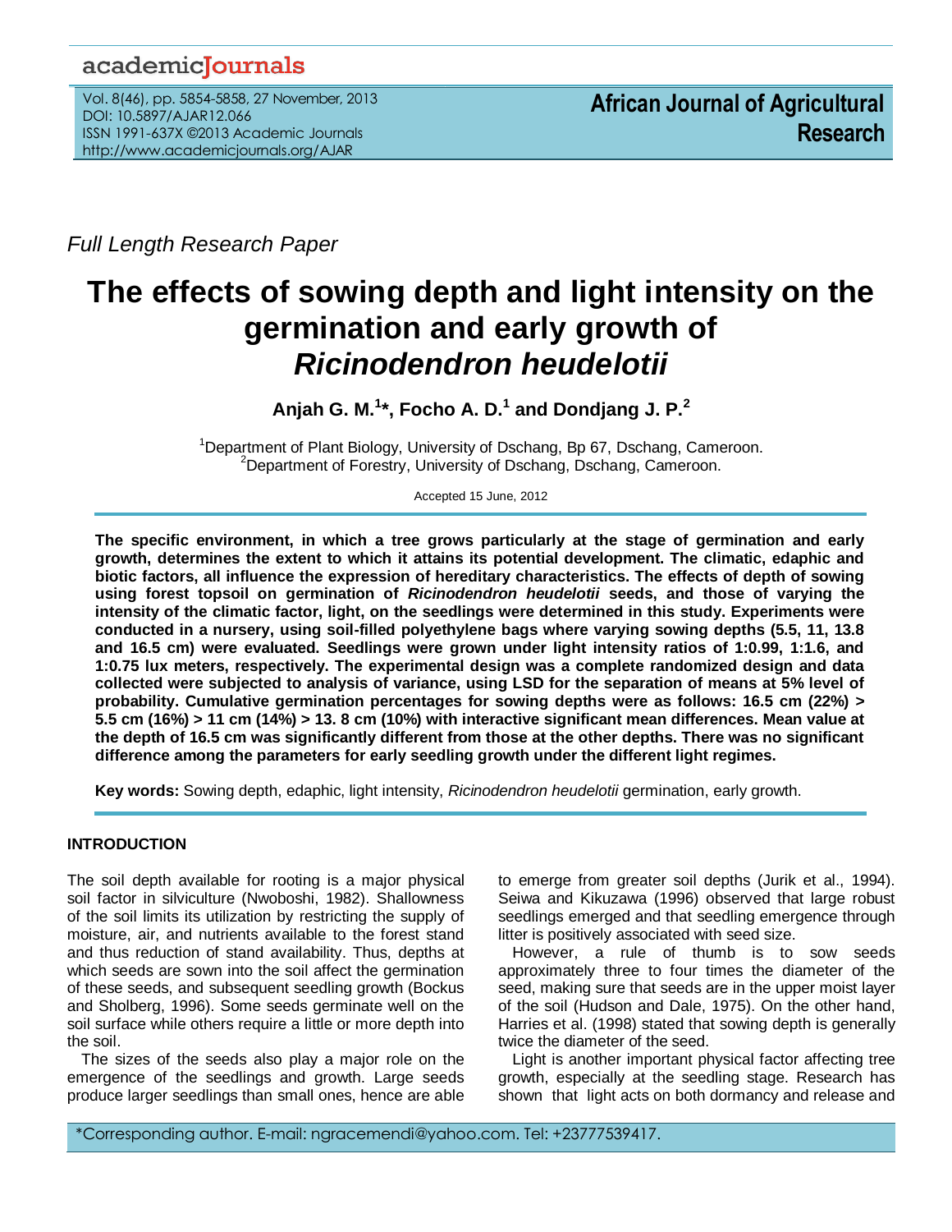*Full Length Research Paper*

# The effects of sowing depth and light intensity on the germination and early growth of *Ricinodendron heudelotii*

**Anjah G. M.[1]*, Focho A. D.[1] and Dondjang J. P.[2]**

[1]Department of Plant Biology, University of Dschang, Bp 67, Dschang, Cameroon.
[2]Department of Forestry, University of Dschang, Dschang, Cameroon.

Accepted 15 June, 2012

**The specific environment, in which a tree grows particularly at the stage of germination and early growth, determines the extent to which it attains its potential development. The climatic, edaphic and biotic factors, all influence the expression of hereditary characteristics. The effects of depth of sowing using forest topsoil on germination of *Ricinodendron heudelotii* seeds, and those of varying the intensity of the climatic factor, light, on the seedlings were determined in this study. Experiments were conducted in a nursery, using soil-filled polyethylene bags where varying sowing depths (5.5, 11, 13.8 and 16.5 cm) were evaluated. Seedlings were grown under light intensity ratios of 1:0.99, 1:1.6, and 1:0.75 lux meters, respectively. The experimental design was a complete randomized design and data collected were subjected to analysis of variance, using LSD for the separation of means at 5% level of probability. Cumulative germination percentages for sowing depths were as follows: 16.5 cm (22%) > 5.5 cm (16%) > 11 cm (14%) > 13. 8 cm (10%) with interactive significant mean differences. Mean value at the depth of 16.5 cm was significantly different from those at the other depths. There was no significant difference among the parameters for early seedling growth under the different light regimes.**

**Key words:** Sowing depth, edaphic, light intensity, *Ricinodendron heudelotii* germination, early growth.

## INTRODUCTION

The soil depth available for rooting is a major physical soil factor in silviculture (Nwoboshi, 1982). Shallowness of the soil limits its utilization by restricting the supply of moisture, air, and nutrients available to the forest stand and thus reduction of stand availability. Thus, depths at which seeds are sown into the soil affect the germination of these seeds, and subsequent seedling growth (Bockus and Sholberg, 1996). Some seeds germinate well on the soil surface while others require a little or more depth into the soil.

The sizes of the seeds also play a major role on the emergence of the seedlings and growth. Large seeds produce larger seedlings than small ones, hence are able to emerge from greater soil depths (Jurik et al., 1994). Seiwa and Kikuzawa (1996) observed that large robust seedlings emerged and that seedling emergence through litter is positively associated with seed size.

However, a rule of thumb is to sow seeds approximately three to four times the diameter of the seed, making sure that seeds are in the upper moist layer of the soil (Hudson and Dale, 1975). On the other hand, Harries et al. (1998) stated that sowing depth is generally twice the diameter of the seed.

Light is another important physical factor affecting tree growth, especially at the seedling stage. Research has shown that light acts on both dormancy and release and

*Corresponding author. E-mail: ngracemendi@yahoo.com. Tel: +23777539417.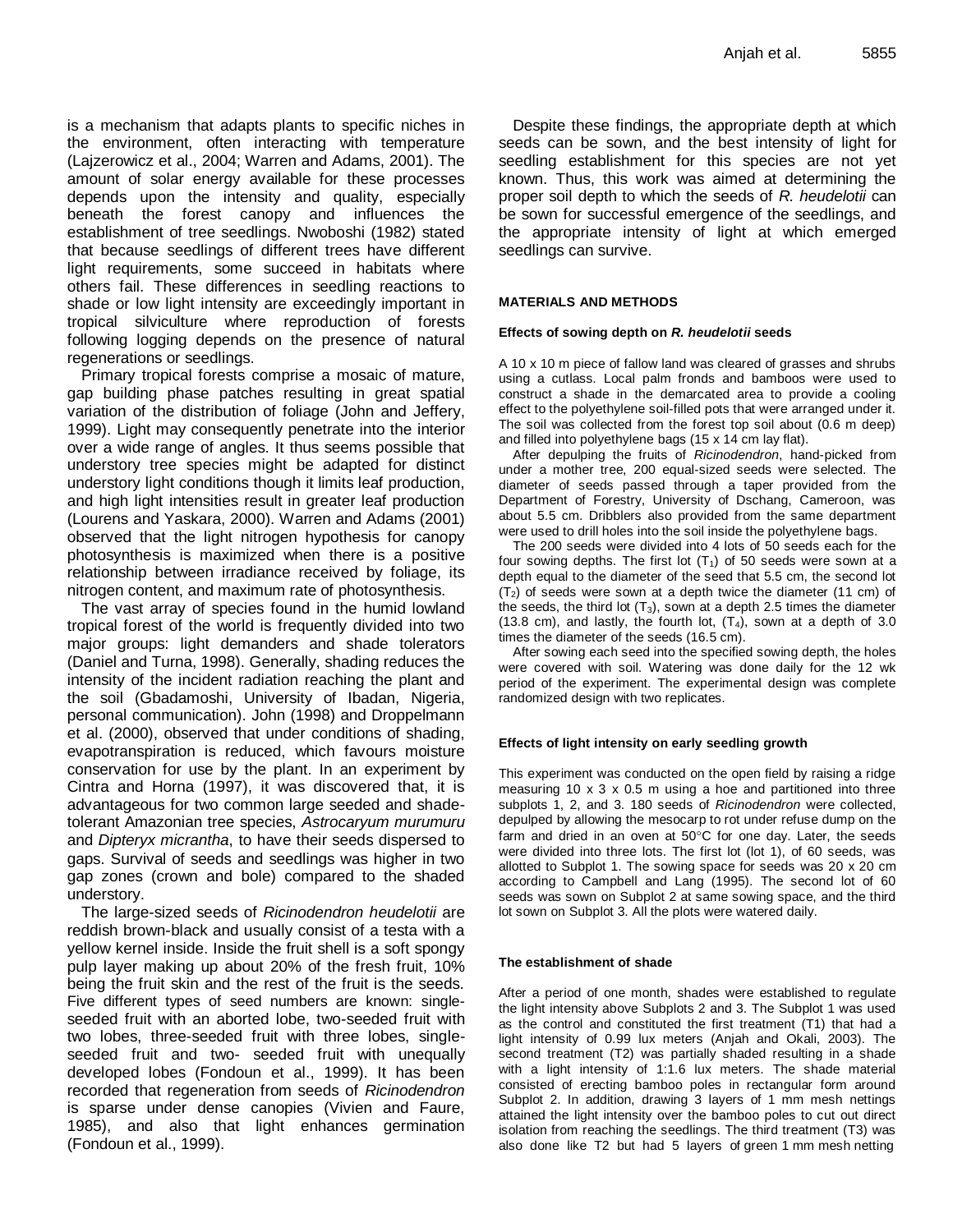is a mechanism that adapts plants to specific niches in the environment, often interacting with temperature (Lajzerowicz et al., 2004; Warren and Adams, 2001). The amount of solar energy available for these processes depends upon the intensity and quality, especially beneath the forest canopy and influences the establishment of tree seedlings. Nwoboshi (1982) stated that because seedlings of different trees have different light requirements, some succeed in habitats where others fail. These differences in seedling reactions to shade or low light intensity are exceedingly important in tropical silviculture where reproduction of forests following logging depends on the presence of natural regenerations or seedlings.

Primary tropical forests comprise a mosaic of mature, gap building phase patches resulting in great spatial variation of the distribution of foliage (John and Jeffery, 1999). Light may consequently penetrate into the interior over a wide range of angles. It thus seems possible that understory tree species might be adapted for distinct understory light conditions though it limits leaf production, and high light intensities result in greater leaf production (Lourens and Yaskara, 2000). Warren and Adams (2001) observed that the light nitrogen hypothesis for canopy photosynthesis is maximized when there is a positive relationship between irradiance received by foliage, its nitrogen content, and maximum rate of photosynthesis.

The vast array of species found in the humid lowland tropical forest of the world is frequently divided into two major groups: light demanders and shade tolerators (Daniel and Turna, 1998). Generally, shading reduces the intensity of the incident radiation reaching the plant and the soil (Gbadamoshi, University of Ibadan, Nigeria, personal communication). John (1998) and Droppelmann et al. (2000), observed that under conditions of shading, evapotranspiration is reduced, which favours moisture conservation for use by the plant. In an experiment by Cintra and Horna (1997), it was discovered that, it is advantageous for two common large seeded and shade-tolerant Amazonian tree species, *Astrocaryum murumuru* and *Dipteryx micrantha*, to have their seeds dispersed to gaps. Survival of seeds and seedlings was higher in two gap zones (crown and bole) compared to the shaded understory.

The large-sized seeds of *Ricinodendron heudelotii* are reddish brown-black and usually consist of a testa with a yellow kernel inside. Inside the fruit shell is a soft spongy pulp layer making up about 20% of the fresh fruit, 10% being the fruit skin and the rest of the fruit is the seeds. Five different types of seed numbers are known: single-seeded fruit with an aborted lobe, two-seeded fruit with two lobes, three-seeded fruit with three lobes, single-seeded fruit and two- seeded fruit with unequally developed lobes (Fondoun et al., 1999). It has been recorded that regeneration from seeds of *Ricinodendron* is sparse under dense canopies (Vivien and Faure, 1985), and also that light enhances germination (Fondoun et al., 1999).

Despite these findings, the appropriate depth at which seeds can be sown, and the best intensity of light for seedling establishment for this species are not yet known. Thus, this work was aimed at determining the proper soil depth to which the seeds of *R. heudelotii* can be sown for successful emergence of the seedlings, and the appropriate intensity of light at which emerged seedlings can survive.

## MATERIALS AND METHODS

### Effects of sowing depth on *R. heudelotii* seeds

A 10 x 10 m piece of fallow land was cleared of grasses and shrubs using a cutlass. Local palm fronds and bamboos were used to construct a shade in the demarcated area to provide a cooling effect to the polyethylene soil-filled pots that were arranged under it. The soil was collected from the forest top soil about (0.6 m deep) and filled into polyethylene bags (15 x 14 cm lay flat).

After depulping the fruits of *Ricinodendron*, hand-picked from under a mother tree, 200 equal-sized seeds were selected. The diameter of seeds passed through a taper provided from the Department of Forestry, University of Dschang, Cameroon, was about 5.5 cm. Dribblers also provided from the same department were used to drill holes into the soil inside the polyethylene bags.

The 200 seeds were divided into 4 lots of 50 seeds each for the four sowing depths. The first lot ($T_1$) of 50 seeds were sown at a depth equal to the diameter of the seed that 5.5 cm, the second lot ($T_2$) of seeds were sown at a depth twice the diameter (11 cm) of the seeds, the third lot ($T_3$), sown at a depth 2.5 times the diameter (13.8 cm), and lastly, the fourth lot, ($T_4$), sown at a depth of 3.0 times the diameter of the seeds (16.5 cm).

After sowing each seed into the specified sowing depth, the holes were covered with soil. Watering was done daily for the 12 wk period of the experiment. The experimental design was complete randomized design with two replicates.

### Effects of light intensity on early seedling growth

This experiment was conducted on the open field by raising a ridge measuring 10 x 3 x 0.5 m using a hoe and partitioned into three subplots 1, 2, and 3. 180 seeds of *Ricinodendron* were collected, depulped by allowing the mesocarp to rot under refuse dump on the farm and dried in an oven at 50°C for one day. Later, the seeds were divided into three lots. The first lot (lot 1), of 60 seeds, was allotted to Subplot 1. The sowing space for seeds was 20 x 20 cm according to Campbell and Lang (1995). The second lot of 60 seeds was sown on Subplot 2 at same sowing space, and the third lot sown on Subplot 3. All the plots were watered daily.

### The establishment of shade

After a period of one month, shades were established to regulate the light intensity above Subplots 2 and 3. The Subplot 1 was used as the control and constituted the first treatment (T1) that had a light intensity of 0.99 lux meters (Anjah and Okali, 2003). The second treatment (T2) was partially shaded resulting in a shade with a light intensity of 1:1.6 lux meters. The shade material consisted of erecting bamboo poles in rectangular form around Subplot 2. In addition, drawing 3 layers of 1 mm mesh nettings attained the light intensity over the bamboo poles to cut out direct isolation from reaching the seedlings. The third treatment (T3) was also done like T2 but had 5 layers of green 1 mm mesh netting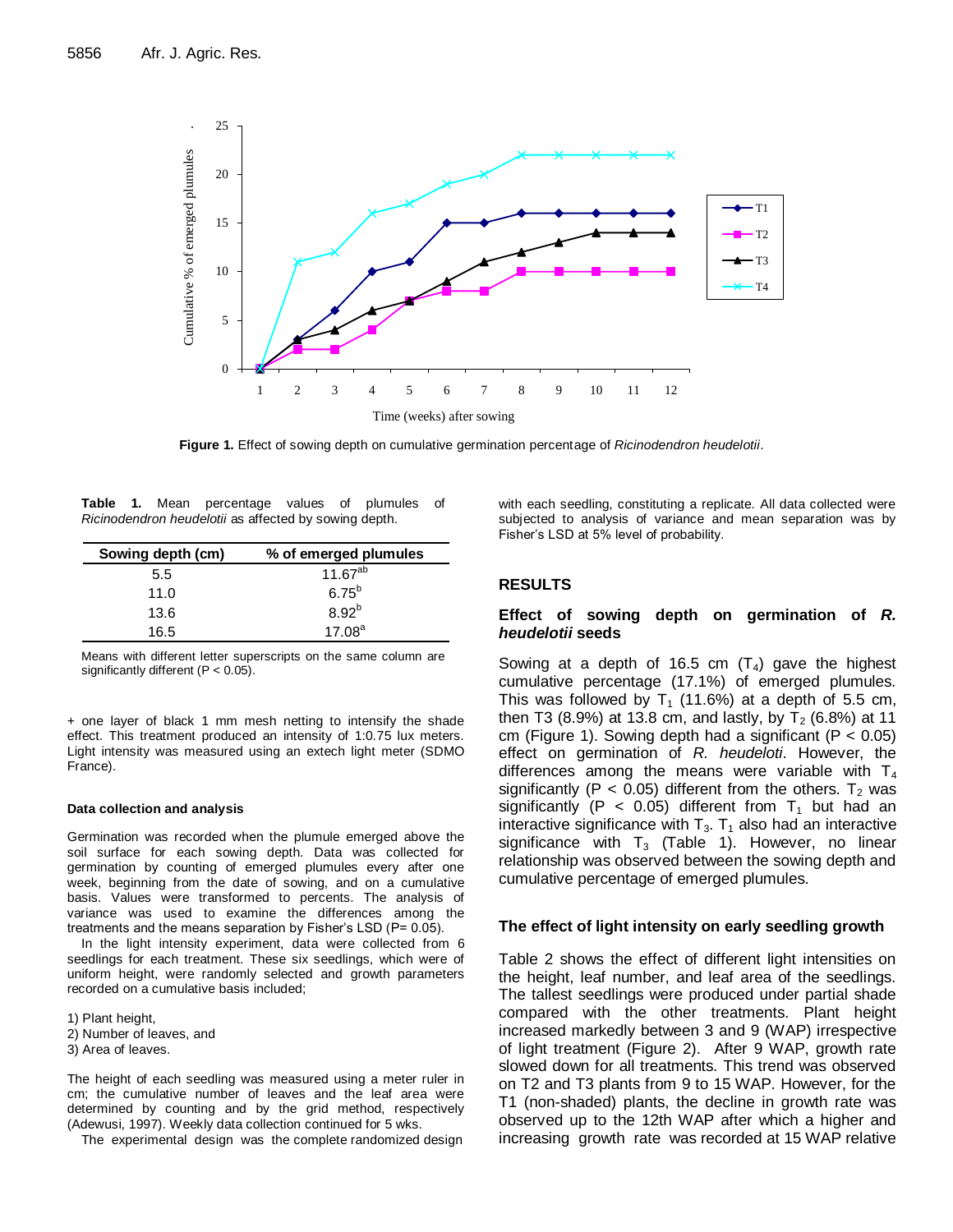Figure 1. Effect of sowing depth on cumulative germination percentage of *Ricinodendron heudelotii*.

**Table 1.** Mean percentage values of plumules of *Ricinodendron heudelotii* as affected by sowing depth.

| Sowing depth (cm) | % of emerged plumules |
|---|---|
| 5.5 | $11.67^{ab}$ |
| 11.0 | $6.75^{b}$ |
| 13.6 | $8.92^{b}$ |
| 16.5 | $17.08^{a}$ |

Means with different letter superscripts on the same column are significantly different (P < 0.05).

+ one layer of black 1 mm mesh netting to intensify the shade effect. This treatment produced an intensity of 1:0.75 lux meters. Light intensity was measured using an extech light meter (SDMO France).

#### Data collection and analysis

Germination was recorded when the plumule emerged above the soil surface for each sowing depth. Data was collected for germination by counting of emerged plumules every after one week, beginning from the date of sowing, and on a cumulative basis. Values were transformed to percents. The analysis of variance was used to examine the differences among the treatments and the means separation by Fisher's LSD (P= 0.05).

In the light intensity experiment, data were collected from 6 seedlings for each treatment. These six seedlings, which were of uniform height, were randomly selected and growth parameters recorded on a cumulative basis included;

1) Plant height,
2) Number of leaves, and
3) Area of leaves.

The height of each seedling was measured using a meter ruler in cm; the cumulative number of leaves and the leaf area were determined by counting and by the grid method, respectively (Adewusi, 1997). Weekly data collection continued for 5 wks.

The experimental design was the complete randomized design with each seedling, constituting a replicate. All data collected were subjected to analysis of variance and mean separation was by Fisher's LSD at 5% level of probability.

## RESULTS

### Effect of sowing depth on germination of *R. heudelotii* seeds

Sowing at a depth of 16.5 cm ($T_4$) gave the highest cumulative percentage (17.1%) of emerged plumules. This was followed by $T_1$ (11.6%) at a depth of 5.5 cm, then T3 (8.9%) at 13.8 cm, and lastly, by $T_2$ (6.8%) at 11 cm (Figure 1). Sowing depth had a significant ($P < 0.05$) effect on germination of *R. heudeloti*. However, the differences among the means were variable with $T_4$ significantly ($P < 0.05$) different from the others. $T_2$ was significantly ($P < 0.05$) different from $T_1$ but had an interactive significance with $T_3$. $T_1$ also had an interactive significance with $T_3$ (Table 1). However, no linear relationship was observed between the sowing depth and cumulative percentage of emerged plumules.

### The effect of light intensity on early seedling growth

Table 2 shows the effect of different light intensities on the height, leaf number, and leaf area of the seedlings. The tallest seedlings were produced under partial shade compared with the other treatments. Plant height increased markedly between 3 and 9 (WAP) irrespective of light treatment (Figure 2). After 9 WAP, growth rate slowed down for all treatments. This trend was observed on T2 and T3 plants from 9 to 15 WAP. However, for the T1 (non-shaded) plants, the decline in growth rate was observed up to the 12th WAP after which a higher and increasing growth rate was recorded at 15 WAP relative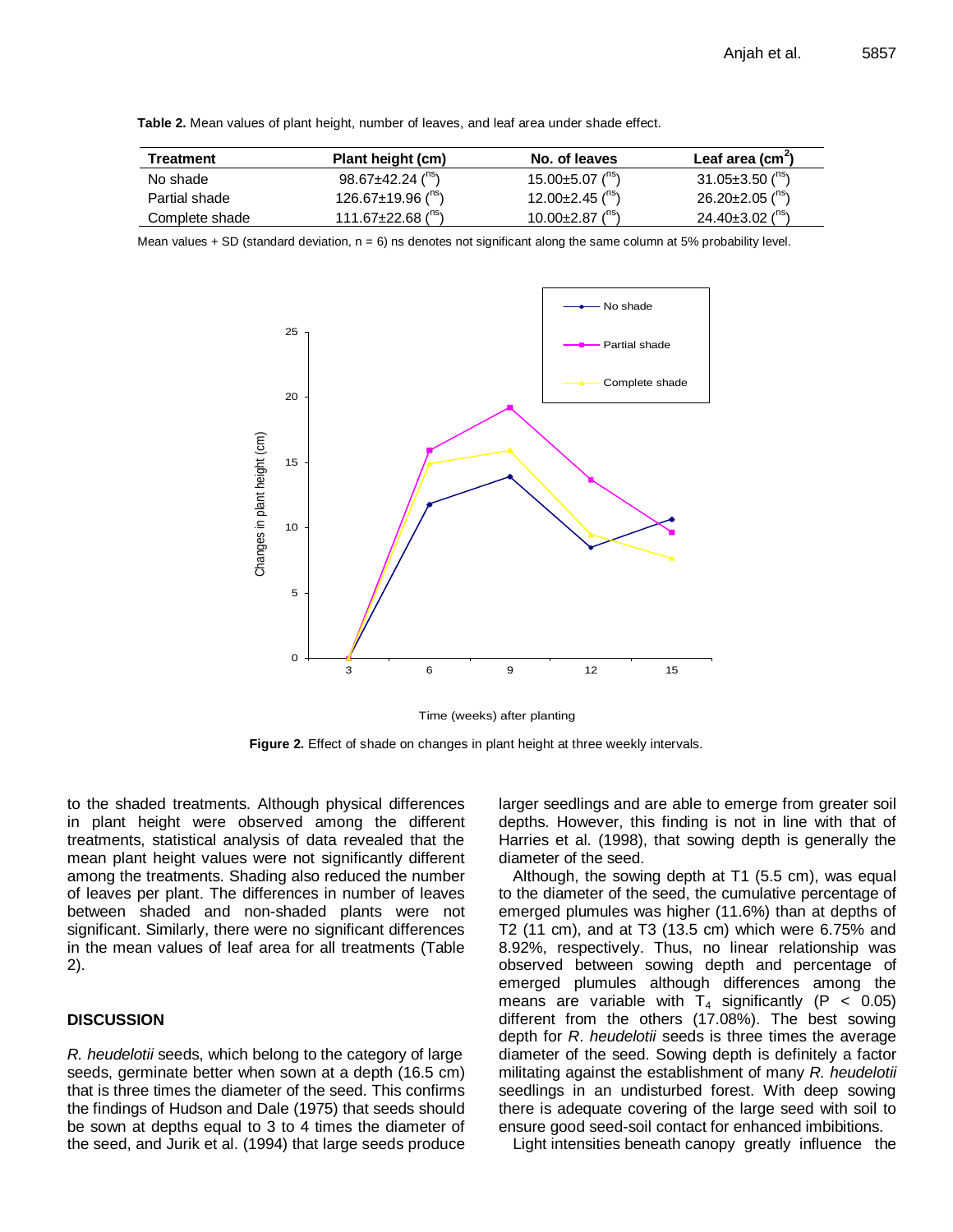**Table 2.** Mean values of plant height, number of leaves, and leaf area under shade effect.

| Treatment | Plant height (cm) | No. of leaves | Leaf area ($cm^2$) |
|---|---|---|---|
| No shade | 98.67±42.24 (ns) | 15.00±5.07 (ns) | 31.05±3.50 (ns) |
| Partial shade | 126.67±19.96 (ns) | 12.00±2.45 (ns) | 26.20±2.05 (ns) |
| Complete shade | 111.67±22.68 (ns) | 10.00±2.87 (ns) | 24.40±3.02 (ns) |

Mean values + SD (standard deviation, n = 6) ns denotes not significant along the same column at 5% probability level.

**Figure 2.** Effect of shade on changes in plant height at three weekly intervals.

to the shaded treatments. Although physical differences in plant height were observed among the different treatments, statistical analysis of data revealed that the mean plant height values were not significantly different among the treatments. Shading also reduced the number of leaves per plant. The differences in number of leaves between shaded and non-shaded plants were not significant. Similarly, there were no significant differences in the mean values of leaf area for all treatments (Table 2).

## DISCUSSION

*R. heudelotii* seeds, which belong to the category of large seeds, germinate better when sown at a depth (16.5 cm) that is three times the diameter of the seed. This confirms the findings of Hudson and Dale (1975) that seeds should be sown at depths equal to 3 to 4 times the diameter of the seed, and Jurik et al. (1994) that large seeds produce larger seedlings and are able to emerge from greater soil depths. However, this finding is not in line with that of Harries et al. (1998), that sowing depth is generally the diameter of the seed.

Although, the sowing depth at T1 (5.5 cm), was equal to the diameter of the seed, the cumulative percentage of emerged plumules was higher (11.6%) than at depths of T2 (11 cm), and at T3 (13.5 cm) which were 6.75% and 8.92%, respectively. Thus, no linear relationship was observed between sowing depth and percentage of emerged plumules although differences among the means are variable with $T_4$ significantly ($P < 0.05$) different from the others (17.08%). The best sowing depth for *R. heudelotii* seeds is three times the average diameter of the seed. Sowing depth is definitely a factor militating against the establishment of many *R. heudelotii* seedlings in an undisturbed forest. With deep sowing there is adequate covering of the large seed with soil to ensure good seed-soil contact for enhanced imbibitions.

Light intensities beneath canopy greatly influence the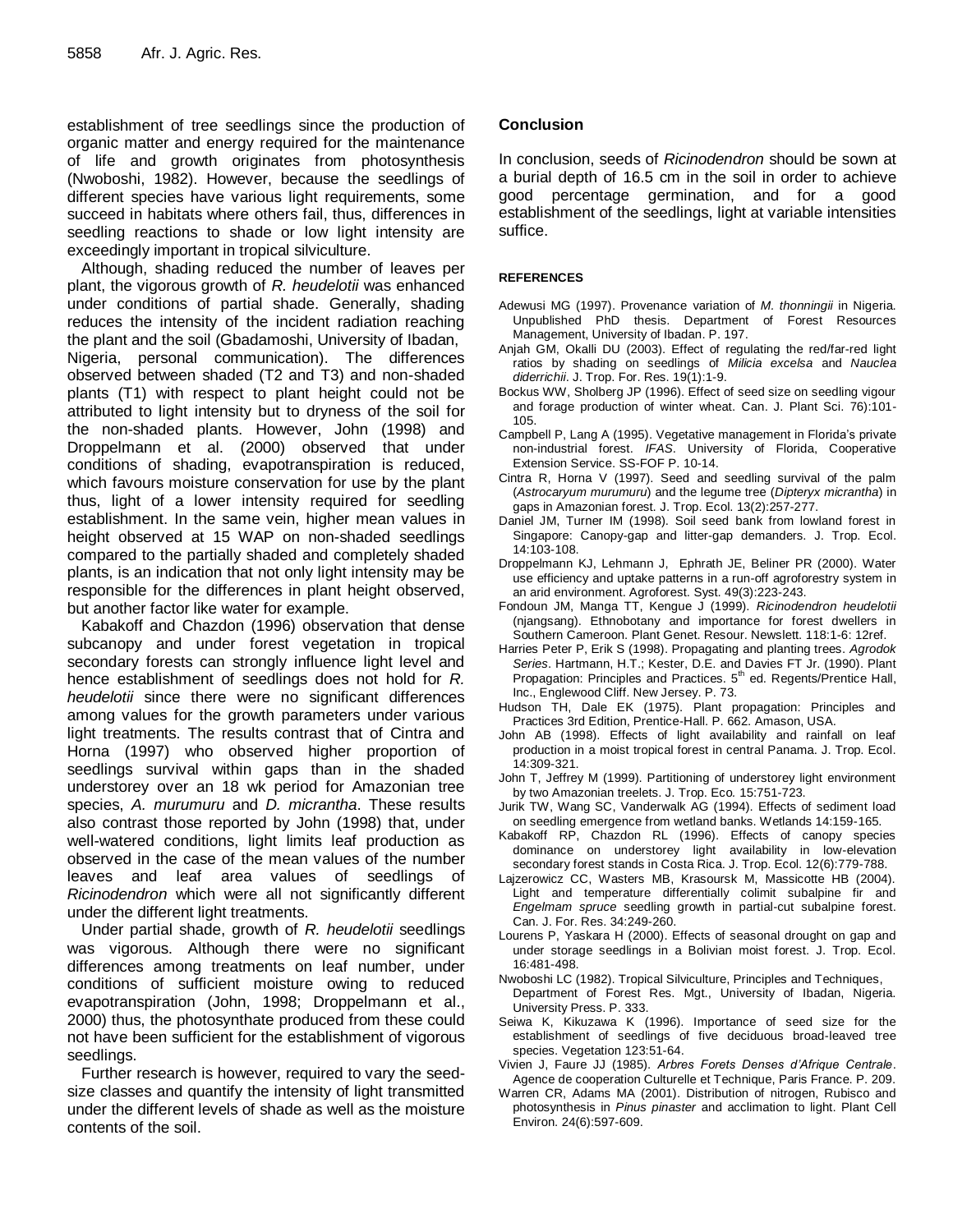establishment of tree seedlings since the production of organic matter and energy required for the maintenance of life and growth originates from photosynthesis (Nwoboshi, 1982). However, because the seedlings of different species have various light requirements, some succeed in habitats where others fail, thus, differences in seedling reactions to shade or low light intensity are exceedingly important in tropical silviculture.

Although, shading reduced the number of leaves per plant, the vigorous growth of *R. heudelotii* was enhanced under conditions of partial shade. Generally, shading reduces the intensity of the incident radiation reaching the plant and the soil (Gbadamoshi, University of Ibadan, Nigeria, personal communication). The differences observed between shaded (T2 and T3) and non-shaded plants (T1) with respect to plant height could not be attributed to light intensity but to dryness of the soil for the non-shaded plants. However, John (1998) and Droppelmann et al. (2000) observed that under conditions of shading, evapotranspiration is reduced, which favours moisture conservation for use by the plant thus, light of a lower intensity required for seedling establishment. In the same vein, higher mean values in height observed at 15 WAP on non-shaded seedlings compared to the partially shaded and completely shaded plants, is an indication that not only light intensity may be responsible for the differences in plant height observed, but another factor like water for example.

Kabakoff and Chazdon (1996) observation that dense subcanopy and under forest vegetation in tropical secondary forests can strongly influence light level and hence establishment of seedlings does not hold for *R. heudelotii* since there were no significant differences among values for the growth parameters under various light treatments. The results contrast that of Cintra and Horna (1997) who observed higher proportion of seedlings survival within gaps than in the shaded understorey over an 18 wk period for Amazonian tree species, *A. murumuru* and *D. micrantha*. These results also contrast those reported by John (1998) that, under well-watered conditions, light limits leaf production as observed in the case of the mean values of the number leaves and leaf area values of seedlings of *Ricinodendron* which were all not significantly different under the different light treatments.

Under partial shade, growth of *R. heudelotii* seedlings was vigorous. Although there were no significant differences among treatments on leaf number, under conditions of sufficient moisture owing to reduced evapotranspiration (John, 1998; Droppelmann et al., 2000) thus, the photosynthate produced from these could not have been sufficient for the establishment of vigorous seedlings.

Further research is however, required to vary the seed-size classes and quantify the intensity of light transmitted under the different levels of shade as well as the moisture contents of the soil.

## Conclusion

In conclusion, seeds of *Ricinodendron* should be sown at a burial depth of 16.5 cm in the soil in order to achieve good percentage germination, and for a good establishment of the seedlings, light at variable intensities suffice.

## REFERENCES

Adewusi MG (1997). Provenance variation of *M. thonningii* in Nigeria. Unpublished PhD thesis. Department of Forest Resources Management, University of Ibadan. P. 197.

Anjah GM, Okalli DU (2003). Effect of regulating the red/far-red light ratios by shading on seedlings of *Milicia excelsa* and *Nauclea diderrichii*. J. Trop. For. Res. 19(1):1-9.

Bockus WW, Sholberg JP (1996). Effect of seed size on seedling vigour and forage production of winter wheat. Can. J. Plant Sci. 76):101-105.

Campbell P, Lang A (1995). Vegetative management in Florida's private non-industrial forest. *IFAS*. University of Florida, Cooperative Extension Service. SS-FOF P. 10-14.

Cintra R, Horna V (1997). Seed and seedling survival of the palm (*Astrocaryum murumuru*) and the legume tree (*Dipteryx micrantha*) in gaps in Amazonian forest. J. Trop. Ecol. 13(2):257-277.

Daniel JM, Turner IM (1998). Soil seed bank from lowland forest in Singapore: Canopy-gap and litter-gap demanders. J. Trop. Ecol. 14:103-108.

Droppelmann KJ, Lehmann J, Ephrath JE, Beliner PR (2000). Water use efficiency and uptake patterns in a run-off agroforestry system in an arid environment. Agroforest. Syst. 49(3):223-243.

Fondoun JM, Manga TT, Kengue J (1999). *Ricinodendron heudelotii* (njangsang). Ethnobotany and importance for forest dwellers in Southern Cameroon. Plant Genet. Resour. Newslett. 118:1-6: 12ref.

Harries Peter P, Erik S (1998). Propagating and planting trees. *Agrodok Series*. Hartmann, H.T.; Kester, D.E. and Davies FT Jr. (1990). Plant Propagation: Principles and Practices. 5th ed. Regents/Prentice Hall, Inc., Englewood Cliff. New Jersey. P. 73.

Hudson TH, Dale EK (1975). Plant propagation: Principles and Practices 3rd Edition, Prentice-Hall. P. 662. Amason, USA.

John AB (1998). Effects of light availability and rainfall on leaf production in a moist tropical forest in central Panama. J. Trop. Ecol. 14:309-321.

John T, Jeffrey M (1999). Partitioning of understorey light environment by two Amazonian treelets. J. Trop. Eco. 15:751-723.

Jurik TW, Wang SC, Vanderwalk AG (1994). Effects of sediment load on seedling emergence from wetland banks. Wetlands 14:159-165.

Kabakoff RP, Chazdon RL (1996). Effects of canopy species dominance on understorey light availability in low-elevation secondary forest stands in Costa Rica. J. Trop. Ecol. 12(6):779-788.

Lajzerowicz CC, Wasters MB, Krasoursk M, Massicotte HB (2004). Light and temperature differentially colimit subalpine fir and *Engelmam spruce* seedling growth in partial-cut subalpine forest. Can. J. For. Res. 34:249-260.

Lourens P, Yaskara H (2000). Effects of seasonal drought on gap and under storage seedlings in a Bolivian moist forest. J. Trop. Ecol. 16:481-498.

Nwoboshi LC (1982). Tropical Silviculture, Principles and Techniques, Department of Forest Res. Mgt., University of Ibadan, Nigeria. University Press. P. 333.

Seiwa K, Kikuzawa K (1996). Importance of seed size for the establishment of seedlings of five deciduous broad-leaved tree species. Vegetation 123:51-64.

Vivien J, Faure JJ (1985). *Arbres Forets Denses d'Afrique Centrale*. Agence de cooperation Culturelle et Technique, Paris France. P. 209.

Warren CR, Adams MA (2001). Distribution of nitrogen, Rubisco and photosynthesis in *Pinus pinaster* and acclimation to light. Plant Cell Environ. 24(6):597-609.